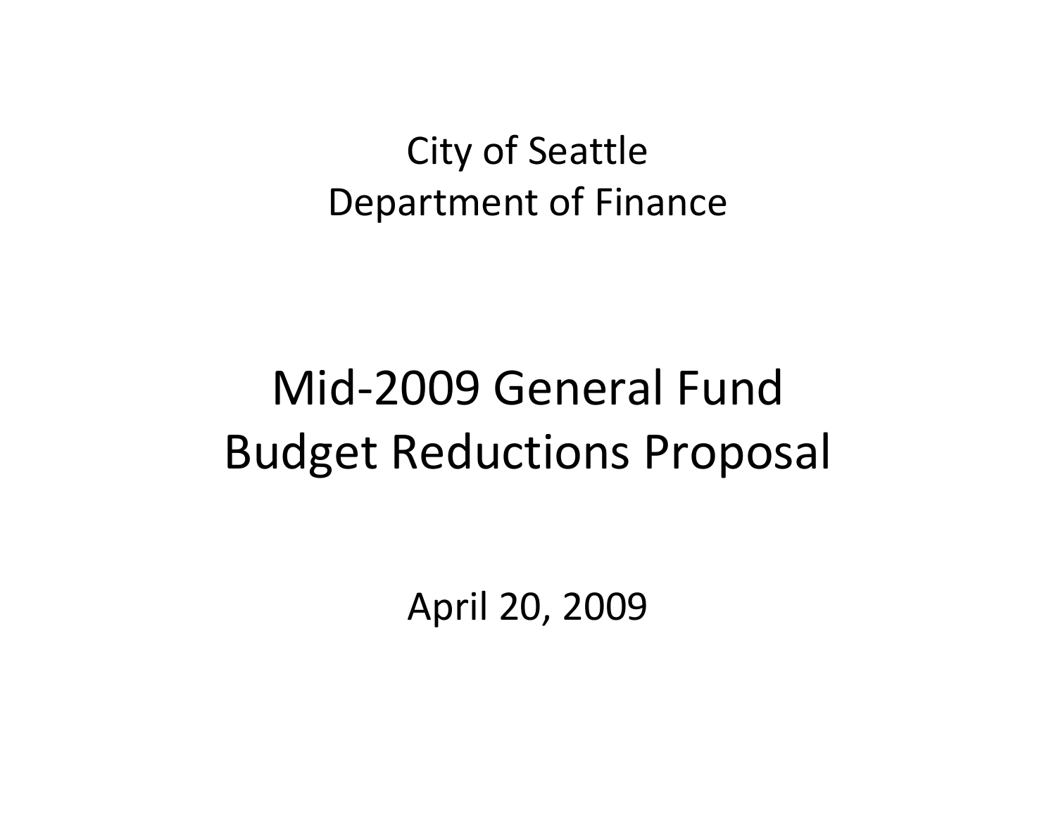City of Seattle
Department of Finance

# Mid-2009 General Fund Budget Reductions Proposal

April 20, 2009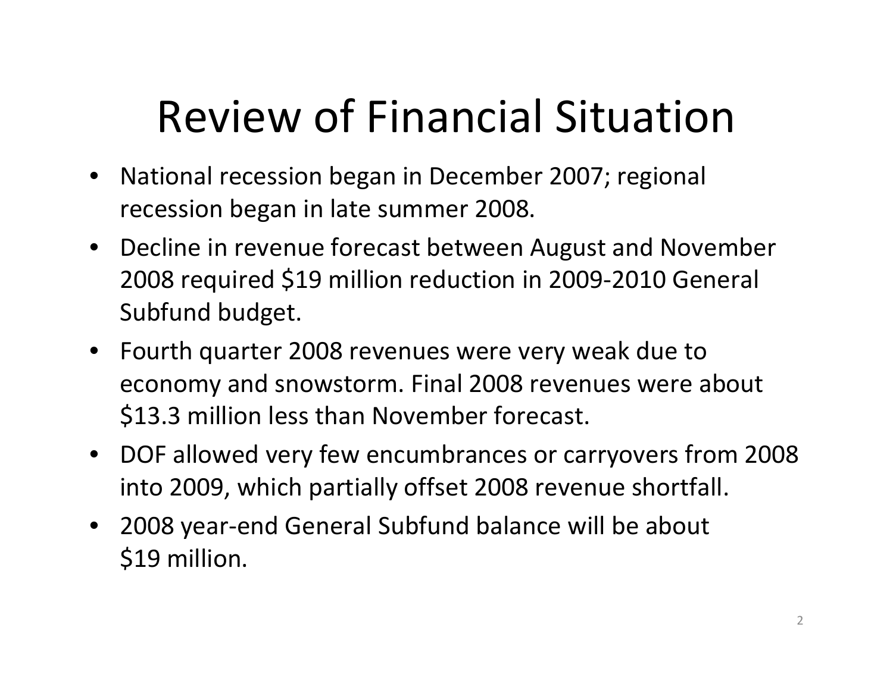# Review of Financial Situation

- National recession began in December 2007; regional recession began in late summer 2008.
- Decline in revenue forecast between August and November 2008 required $19 million reduction in 2009-2010 General Subfund budget.
- Fourth quarter 2008 revenues were very weak due to economy and snowstorm. Final 2008 revenues were about $13.3 million less than November forecast.
- DOF allowed very few encumbrances or carryovers from 2008 into 2009, which partially offset 2008 revenue shortfall.
- 2008 year-end General Subfund balance will be about $19 million.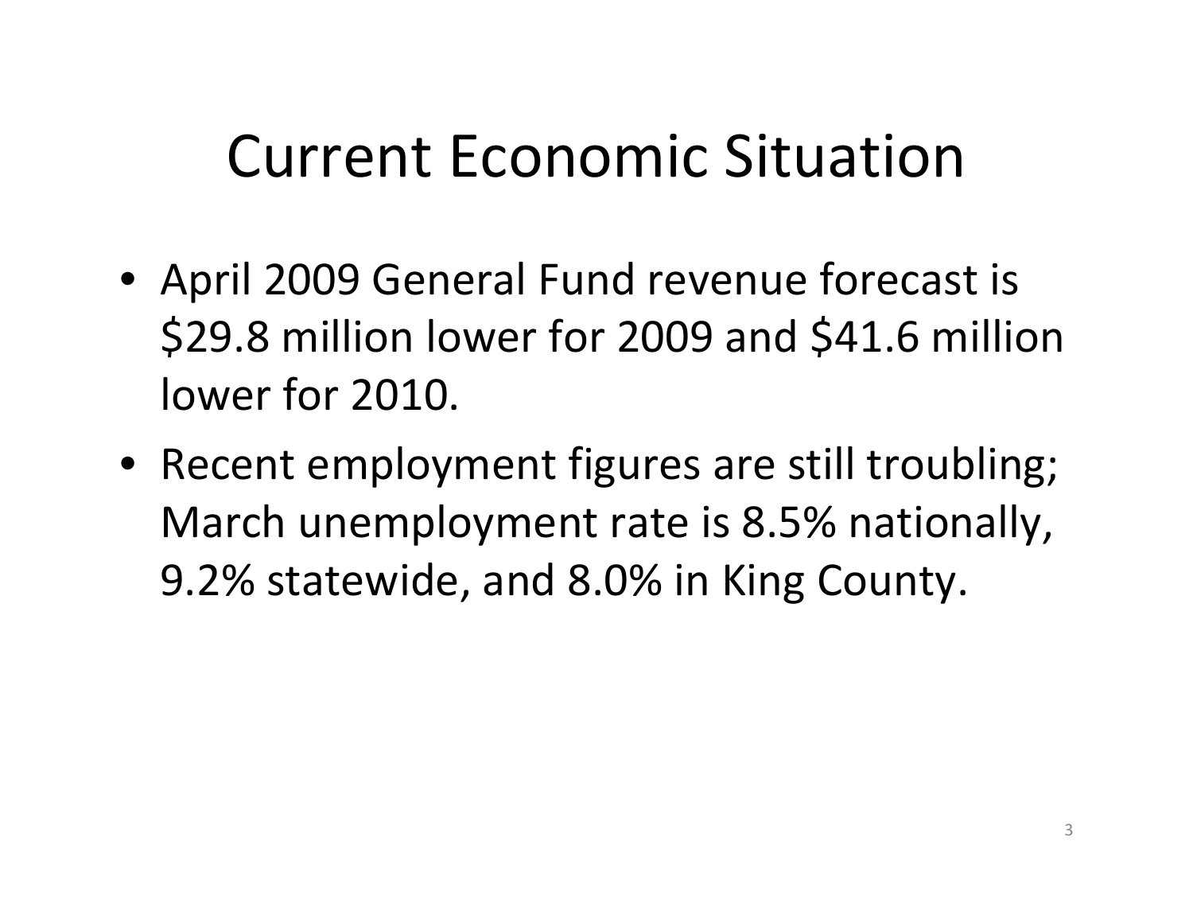# Current Economic Situation

- April 2009 General Fund revenue forecast is $29.8 million lower for 2009 and $41.6 million lower for 2010.
- Recent employment figures are still troubling; March unemployment rate is 8.5% nationally, 9.2% statewide, and 8.0% in King County.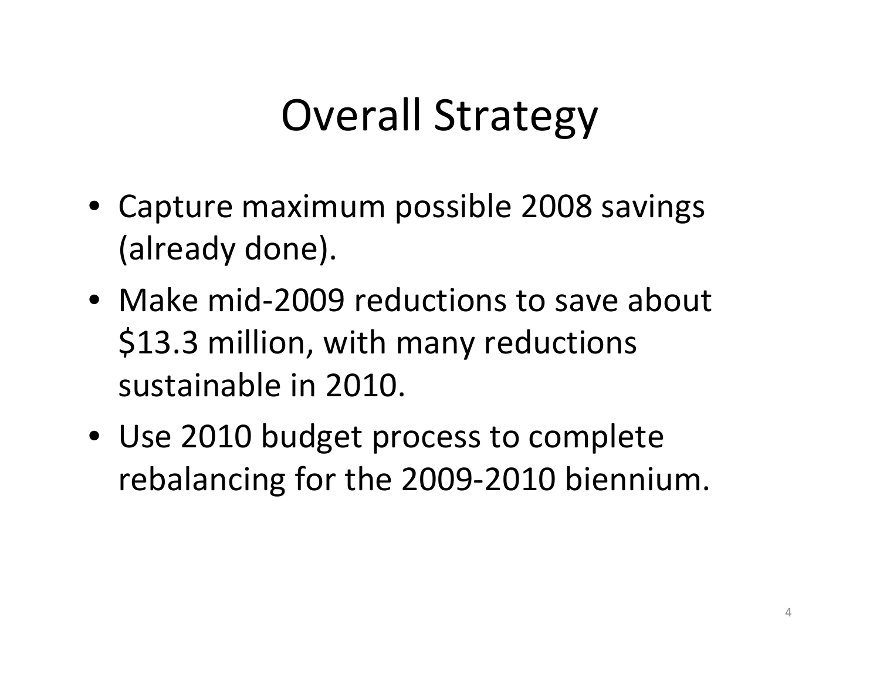# Overall Strategy

- Capture maximum possible 2008 savings (already done).
- Make mid-2009 reductions to save about $13.3 million, with many reductions sustainable in 2010.
- Use 2010 budget process to complete rebalancing for the 2009-2010 biennium.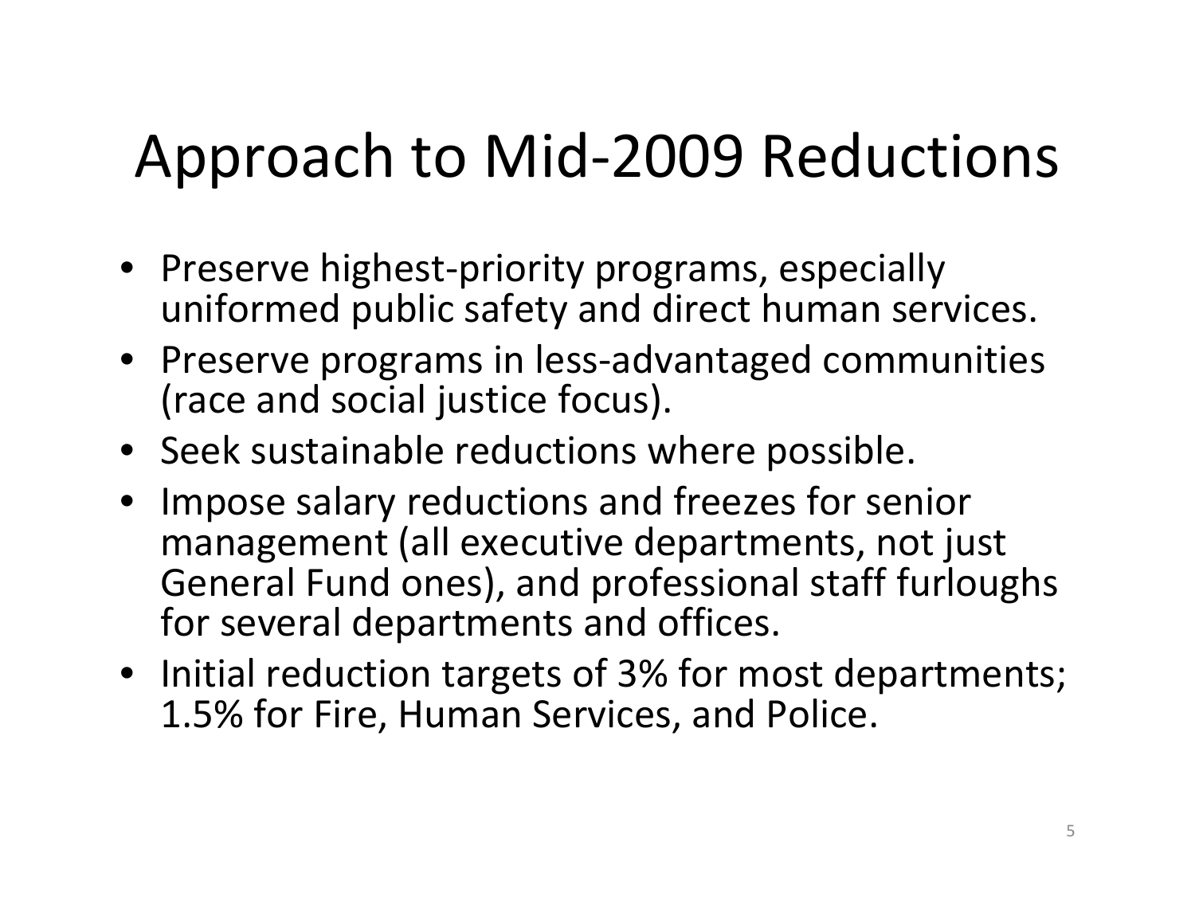# Approach to Mid-2009 Reductions

- Preserve highest-priority programs, especially uniformed public safety and direct human services.
- Preserve programs in less-advantaged communities (race and social justice focus).
- Seek sustainable reductions where possible.
- Impose salary reductions and freezes for senior management (all executive departments, not just General Fund ones), and professional staff furloughs for several departments and offices.
- Initial reduction targets of 3% for most departments; 1.5% for Fire, Human Services, and Police.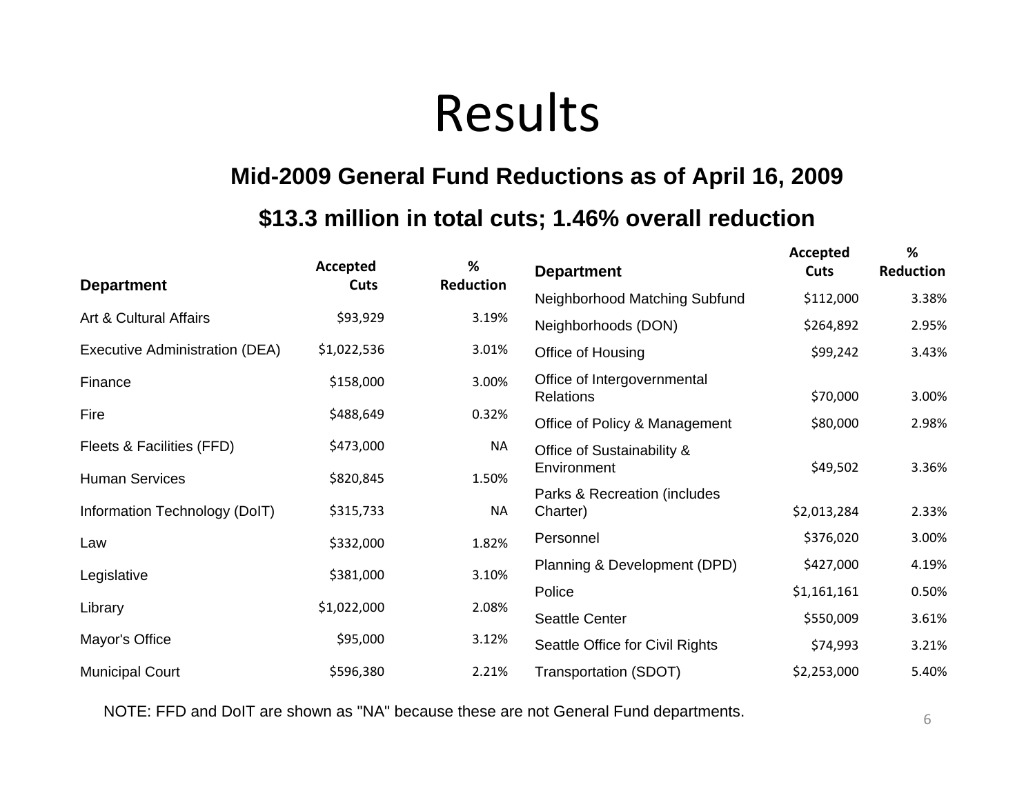# Results

## Mid-2009 General Fund Reductions as of April 16, 2009

## $13.3 million in total cuts; 1.46% overall reduction

| Department | Accepted Cuts | % Reduction |
|---|---|---|
| Art & Cultural Affairs | $93,929 | 3.19% |
| Executive Administration (DEA) | $1,022,536 | 3.01% |
| Finance | $158,000 | 3.00% |
| Fire | $488,649 | 0.32% |
| Fleets & Facilities (FFD) | $473,000 | NA |
| Human Services | $820,845 | 1.50% |
| Information Technology (DoIT) | $315,733 | NA |
| Law | $332,000 | 1.82% |
| Legislative | $381,000 | 3.10% |
| Library | $1,022,000 | 2.08% |
| Mayor's Office | $95,000 | 3.12% |
| Municipal Court | $596,380 | 2.21% |
| Neighborhood Matching Subfund | $112,000 | 3.38% |
| Neighborhoods (DON) | $264,892 | 2.95% |
| Office of Housing | $99,242 | 3.43% |
| Office of Intergovernmental Relations | $70,000 | 3.00% |
| Office of Policy & Management | $80,000 | 2.98% |
| Office of Sustainability & Environment | $49,502 | 3.36% |
| Parks & Recreation (includes Charter) | $2,013,284 | 2.33% |
| Personnel | $376,020 | 3.00% |
| Planning & Development (DPD) | $427,000 | 4.19% |
| Police | $1,161,161 | 0.50% |
| Seattle Center | $550,009 | 3.61% |
| Seattle Office for Civil Rights | $74,993 | 3.21% |
| Transportation (SDOT) | $2,253,000 | 5.40% |

NOTE: FFD and DoIT are shown as "NA" because these are not General Fund departments.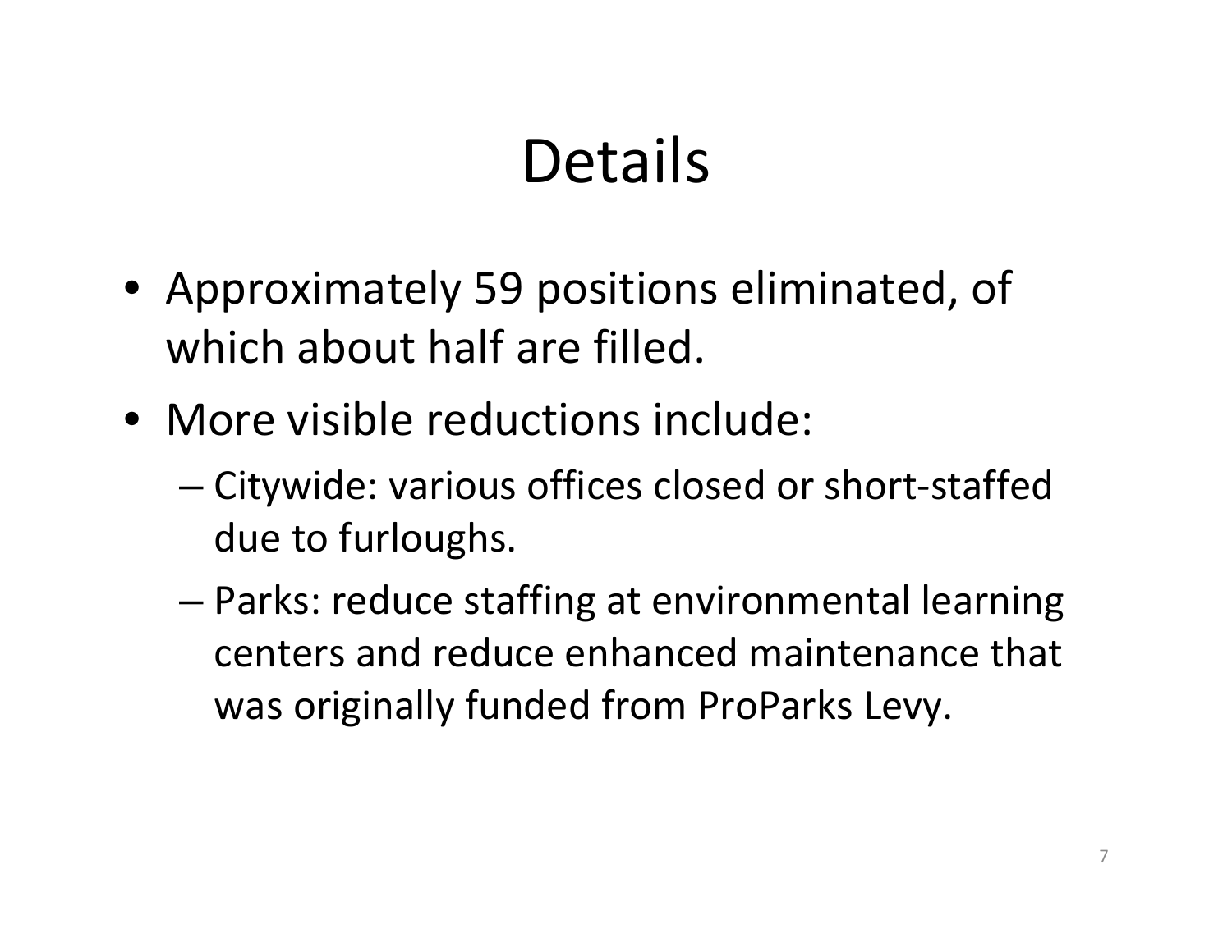# Details

- Approximately 59 positions eliminated, of which about half are filled.
- More visible reductions include:
  - Citywide: various offices closed or short-staffed due to furloughs.
  - Parks: reduce staffing at environmental learning centers and reduce enhanced maintenance that was originally funded from ProParks Levy.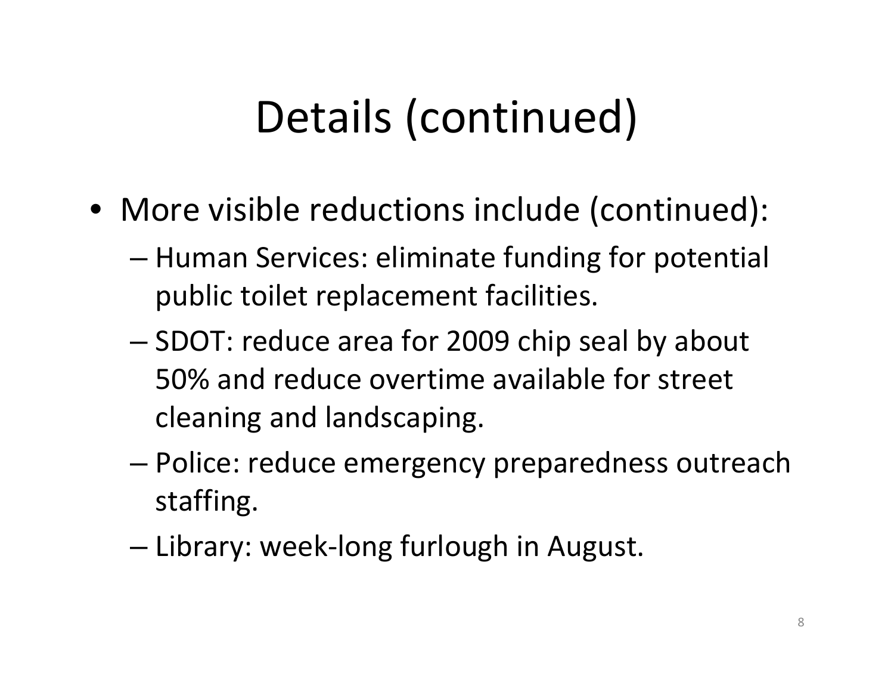# Details (continued)

- More visible reductions include (continued):
  - Human Services: eliminate funding for potential public toilet replacement facilities.
  - SDOT: reduce area for 2009 chip seal by about 50% and reduce overtime available for street cleaning and landscaping.
  - Police: reduce emergency preparedness outreach staffing.
  - Library: week-long furlough in August.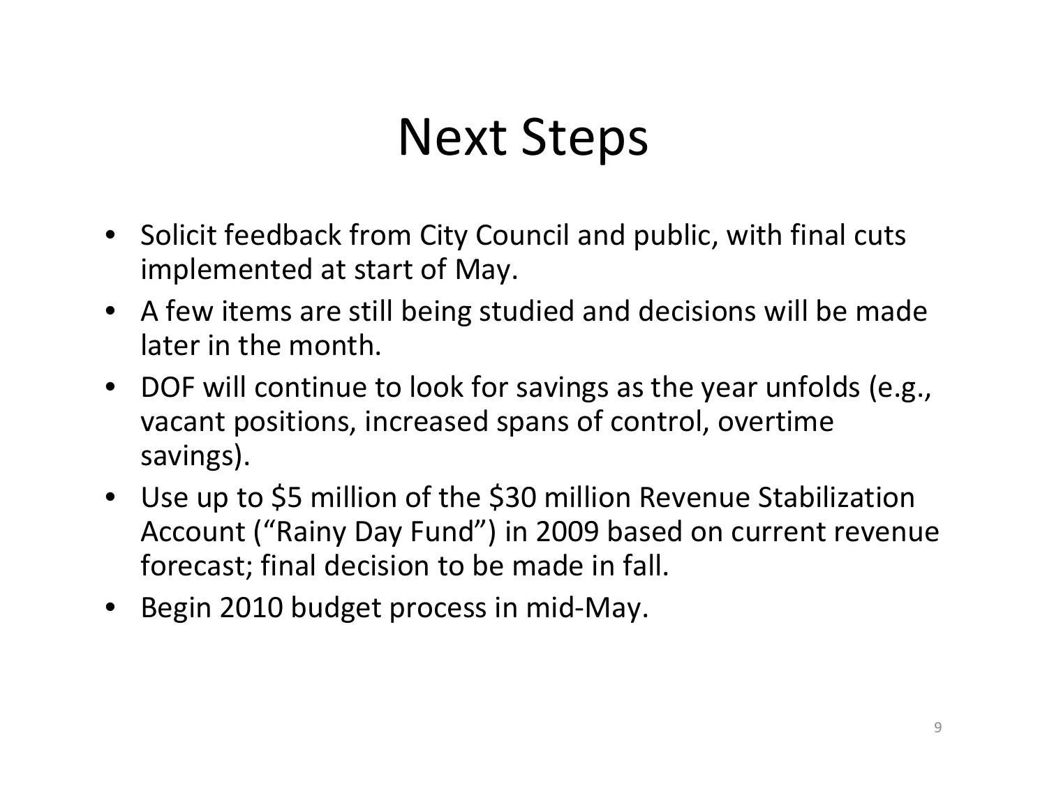# Next Steps

- Solicit feedback from City Council and public, with final cuts implemented at start of May.
- A few items are still being studied and decisions will be made later in the month.
- DOF will continue to look for savings as the year unfolds (e.g., vacant positions, increased spans of control, overtime savings).
- Use up to $5 million of the $30 million Revenue Stabilization Account ("Rainy Day Fund") in 2009 based on current revenue forecast; final decision to be made in fall.
- Begin 2010 budget process in mid-May.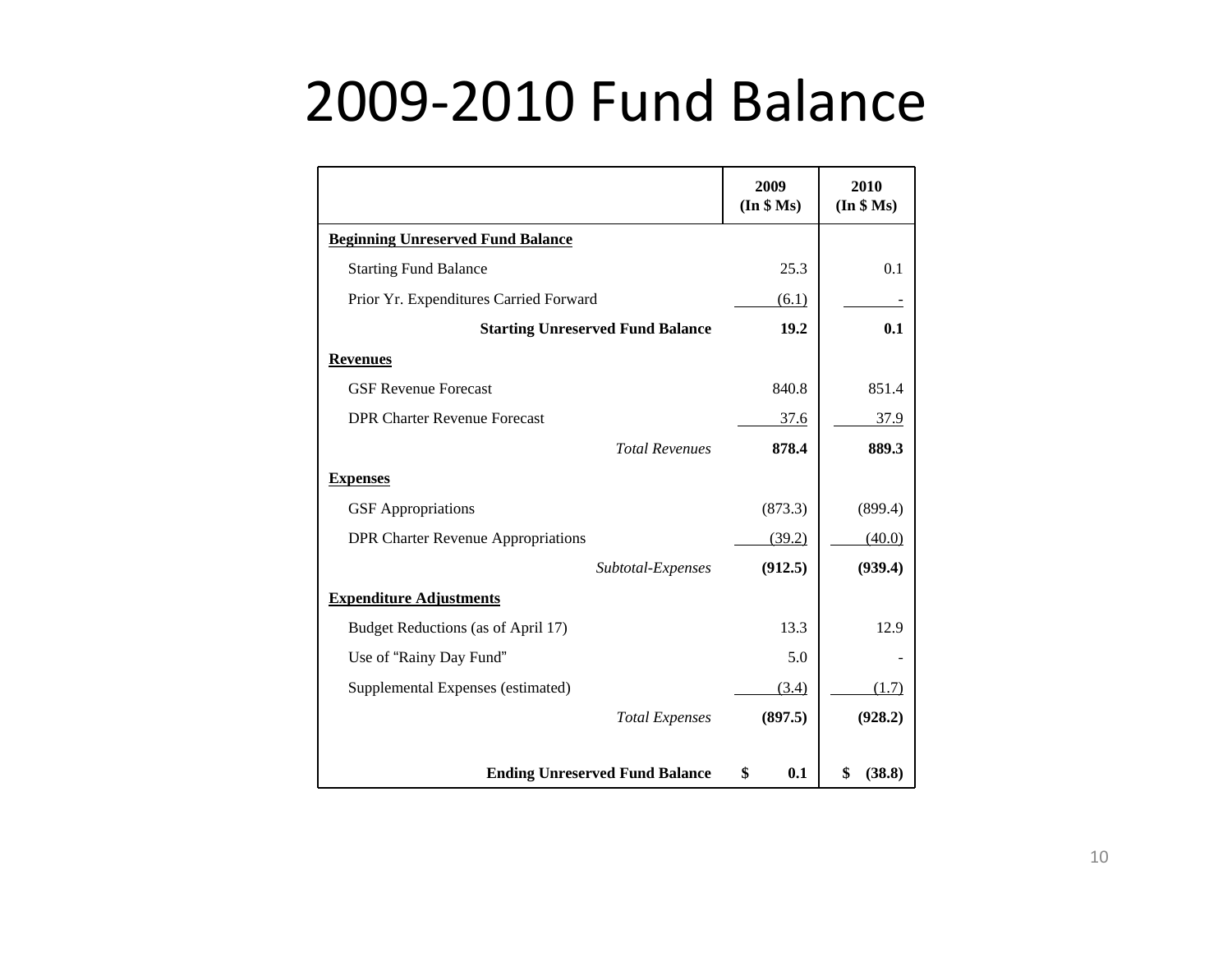# 2009-2010 Fund Balance

| | 2009 (In $ Ms) | 2010 (In $ Ms) |
|---|---|---|
| **Beginning Unreserved Fund Balance** | | |
| Starting Fund Balance | 25.3 | 0.1 |
| Prior Yr. Expenditures Carried Forward | (6.1) | - |
| **Starting Unreserved Fund Balance** | **19.2** | **0.1** |
| **Revenues** | | |
| GSF Revenue Forecast | 840.8 | 851.4 |
| DPR Charter Revenue Forecast | 37.6 | 37.9 |
| *Total Revenues* | **878.4** | **889.3** |
| **Expenses** | | |
| GSF Appropriations | (873.3) | (899.4) |
| DPR Charter Revenue Appropriations | (39.2) | (40.0) |
| *Subtotal-Expenses* | **(912.5)** | **(939.4)** |
| **Expenditure Adjustments** | | |
| Budget Reductions (as of April 17) | 13.3 | 12.9 |
| Use of "Rainy Day Fund" | 5.0 | - |
| Supplemental Expenses (estimated) | (3.4) | (1.7) |
| *Total Expenses* | **(897.5)** | **(928.2)** |
| **Ending Unreserved Fund Balance** | **$ 0.1** | **$ (38.8)** |